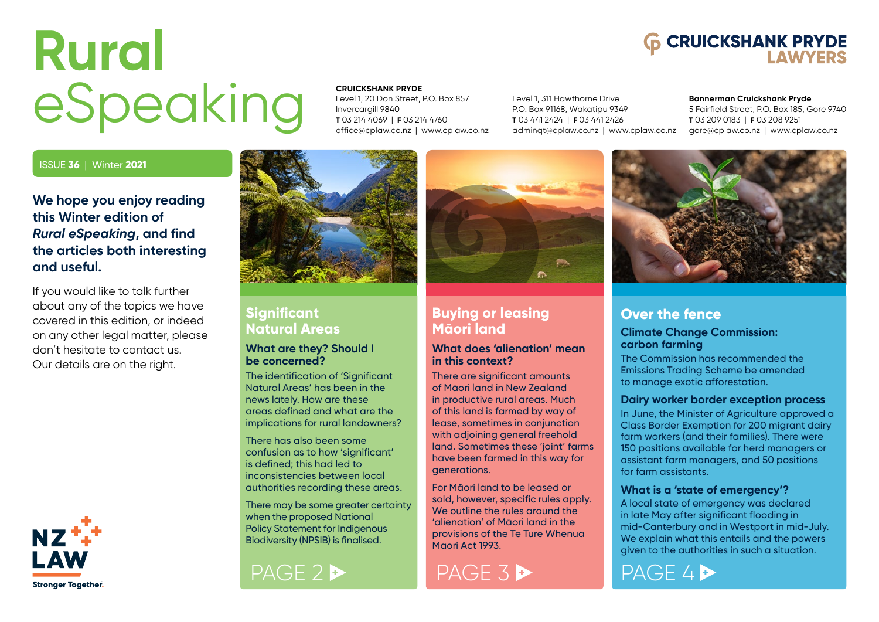# Rural eSpeaking

**CRUICKSHANK PRYDE LAWYERS**

**CRUICKSHANK PRYDE**
Level 1, 20 Don Street, P.O. Box 857
Invercargill 9840
**T** 03 214 4069 | **F** 03 214 4760
office@cplaw.co.nz | www.cplaw.co.nz

Level 1, 311 Hawthorne Drive
P.O. Box 91168, Wakatipu 9349
**T** 03 441 2424 | **F** 03 441 2426
adminqt@cplaw.co.nz | www.cplaw.co.nz

**Bannerman Cruickshank Pryde**
5 Fairfield Street, P.O. Box 185, Gore 9740
**T** 03 209 0183 | **F** 03 208 9251
gore@cplaw.co.nz | www.cplaw.co.nz

ISSUE **36** | Winter **2021**

**We hope you enjoy reading this Winter edition of *Rural eSpeaking*, and find the articles both interesting and useful.**

If you would like to talk further about any of the topics we have covered in this edition, or indeed on any other legal matter, please don't hesitate to contact us. Our details are on the right.

NZ LAW
Stronger Together.

## Significant Natural Areas

### What are they? Should I be concerned?

The identification of 'Significant Natural Areas' has been in the news lately. How are these areas defined and what are the implications for rural landowners?

There has also been some confusion as to how 'significant' is defined; this had led to inconsistencies between local authorities recording these areas.

There may be some greater certainty when the proposed National Policy Statement for Indigenous Biodiversity (NPSIB) is finalised.

PAGE 2

## Buying or leasing Māori land

### What does 'alienation' mean in this context?

There are significant amounts of Māori land in New Zealand in productive rural areas. Much of this land is farmed by way of lease, sometimes in conjunction with adjoining general freehold land. Sometimes these 'joint' farms have been farmed in this way for generations.

For Māori land to be leased or sold, however, specific rules apply. We outline the rules around the 'alienation' of Māori land in the provisions of the Te Ture Whenua Maori Act 1993.

PAGE 3

## Over the fence

### Climate Change Commission: carbon farming

The Commission has recommended the Emissions Trading Scheme be amended to manage exotic afforestation.

### Dairy worker border exception process

In June, the Minister of Agriculture approved a Class Border Exemption for 200 migrant dairy farm workers (and their families). There were 150 positions available for herd managers or assistant farm managers, and 50 positions for farm assistants.

### What is a 'state of emergency'?

A local state of emergency was declared in late May after significant flooding in mid-Canterbury and in Westport in mid-July. We explain what this entails and the powers given to the authorities in such a situation.

PAGE 4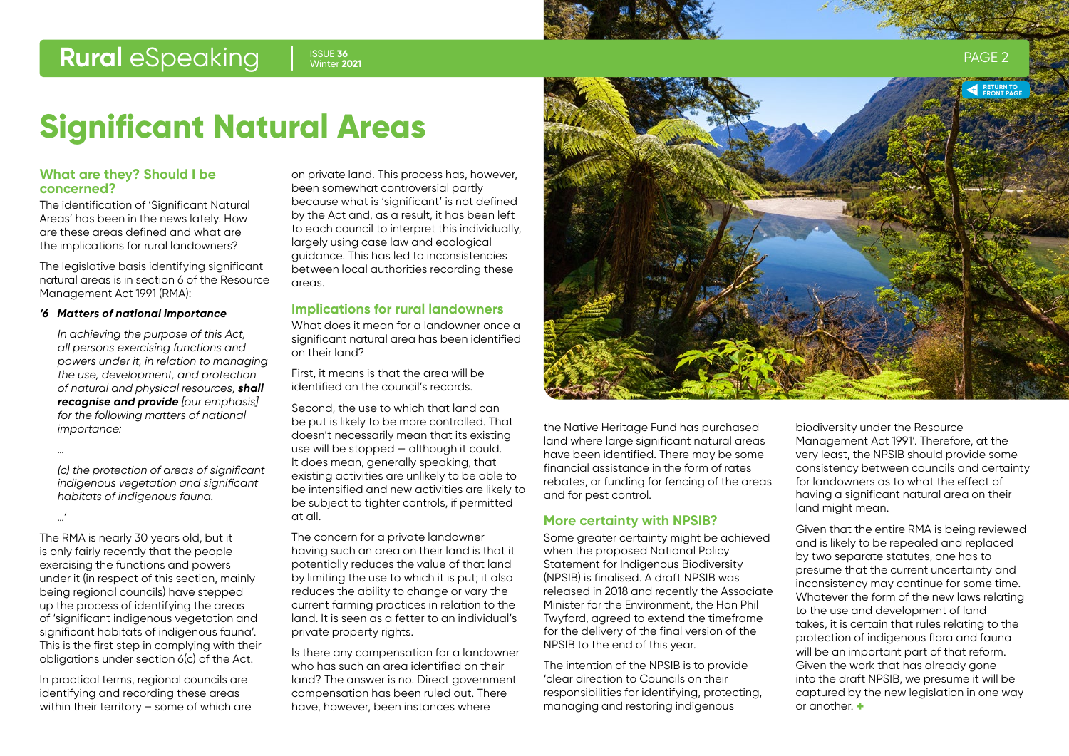# Significant Natural Areas

## What are they? Should I be concerned?

The identification of 'Significant Natural Areas' has been in the news lately. How are these areas defined and what are the implications for rural landowners?

The legislative basis identifying significant natural areas is in section 6 of the Resource Management Act 1991 (RMA):

> ***'6 Matters of national importance***
>
> *In achieving the purpose of this Act, all persons exercising functions and powers under it, in relation to managing the use, development, and protection of natural and physical resources,* ***shall recognise and provide*** *[our emphasis] for the following matters of national importance:*
>
> *...*
>
> *(c) the protection of areas of significant indigenous vegetation and significant habitats of indigenous fauna.*
>
> *...'*

The RMA is nearly 30 years old, but it is only fairly recently that the people exercising the functions and powers under it (in respect of this section, mainly being regional councils) have stepped up the process of identifying the areas of 'significant indigenous vegetation and significant habitats of indigenous fauna'. This is the first step in complying with their obligations under section 6(c) of the Act.

In practical terms, regional councils are identifying and recording these areas within their territory – some of which are on private land. This process has, however, been somewhat controversial partly because what is 'significant' is not defined by the Act and, as a result, it has been left to each council to interpret this individually, largely using case law and ecological guidance. This has led to inconsistencies between local authorities recording these areas.

## Implications for rural landowners

What does it mean for a landowner once a significant natural area has been identified on their land?

First, it means is that the area will be identified on the council's records.

Second, the use to which that land can be put is likely to be more controlled. That doesn't necessarily mean that its existing use will be stopped – although it could. It does mean, generally speaking, that existing activities are unlikely to be able to be intensified and new activities are likely to be subject to tighter controls, if permitted at all.

The concern for a private landowner having such an area on their land is that it potentially reduces the value of that land by limiting the use to which it is put; it also reduces the ability to change or vary the current farming practices in relation to the land. It is seen as a fetter to an individual's private property rights.

Is there any compensation for a landowner who has such an area identified on their land? The answer is no. Direct government compensation has been ruled out. There have, however, been instances where the Native Heritage Fund has purchased land where large significant natural areas have been identified. There may be some financial assistance in the form of rates rebates, or funding for fencing of the areas and for pest control.

## More certainty with NPSIB?

Some greater certainty might be achieved when the proposed National Policy Statement for Indigenous Biodiversity (NPSIB) is finalised. A draft NPSIB was released in 2018 and recently the Associate Minister for the Environment, the Hon Phil Twyford, agreed to extend the timeframe for the delivery of the final version of the NPSIB to the end of this year.

The intention of the NPSIB is to provide 'clear direction to Councils on their responsibilities for identifying, protecting, managing and restoring indigenous biodiversity under the Resource Management Act 1991'. Therefore, at the very least, the NPSIB should provide some consistency between councils and certainty for landowners as to what the effect of having a significant natural area on their land might mean.

Given that the entire RMA is being reviewed and is likely to be repealed and replaced by two separate statutes, one has to presume that the current uncertainty and inconsistency may continue for some time. Whatever the form of the new laws relating to the use and development of land takes, it is certain that rules relating to the protection of indigenous flora and fauna will be an important part of that reform. Given the work that has already gone into the draft NPSIB, we presume it will be captured by the new legislation in one way or another. +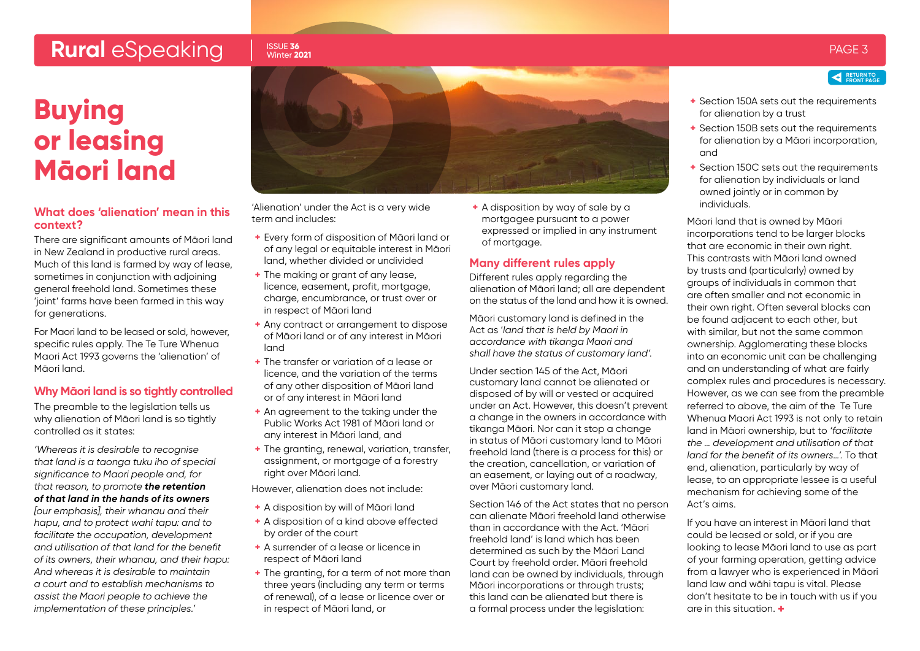# Buying or leasing Māori land

## What does 'alienation' mean in this context?

There are significant amounts of Māori land in New Zealand in productive rural areas. Much of this land is farmed by way of lease, sometimes in conjunction with adjoining general freehold land. Sometimes these 'joint' farms have been farmed in this way for generations.

For Maori land to be leased or sold, however, specific rules apply. The Te Ture Whenua Maori Act 1993 governs the 'alienation' of Māori land.

## Why Māori land is so tightly controlled

The preamble to the legislation tells us why alienation of Māori land is so tightly controlled as it states:

*'Whereas it is desirable to recognise that land is a taonga tuku iho of special significance to Maori people and, for that reason, to promote* ***the retention of that land in the hands of its owners*** *[our emphasis], their whanau and their hapu, and to protect wahi tapu: and to facilitate the occupation, development and utilisation of that land for the benefit of its owners, their whanau, and their hapu: And whereas it is desirable to maintain a court and to establish mechanisms to assist the Maori people to achieve the implementation of these principles.'*

'Alienation' under the Act is a very wide term and includes:

- Every form of disposition of Māori land or of any legal or equitable interest in Māori land, whether divided or undivided
- The making or grant of any lease, licence, easement, profit, mortgage, charge, encumbrance, or trust over or in respect of Māori land
- Any contract or arrangement to dispose of Māori land or of any interest in Māori land
- The transfer or variation of a lease or licence, and the variation of the terms of any other disposition of Māori land or of any interest in Māori land
- An agreement to the taking under the Public Works Act 1981 of Māori land or any interest in Māori land, and
- The granting, renewal, variation, transfer, assignment, or mortgage of a forestry right over Māori land.

However, alienation does not include:

- A disposition by will of Māori land
- A disposition of a kind above effected by order of the court
- A surrender of a lease or licence in respect of Māori land
- The granting, for a term of not more than three years (including any term or terms of renewal), of a lease or licence over or in respect of Māori land, or
- A disposition by way of sale by a mortgagee pursuant to a power expressed or implied in any instrument of mortgage.

## Many different rules apply

Different rules apply regarding the alienation of Māori land; all are dependent on the status of the land and how it is owned.

Māori customary land is defined in the Act as '*land that is held by Maori in accordance with tikanga Maori and shall have the status of customary land*'.

Under section 145 of the Act, Māori customary land cannot be alienated or disposed of by will or vested or acquired under an Act. However, this doesn't prevent a change in the owners in accordance with tikanga Māori. Nor can it stop a change in status of Māori customary land to Māori freehold land (there is a process for this) or the creation, cancellation, or variation of an easement, or laying out of a roadway, over Māori customary land.

Section 146 of the Act states that no person can alienate Māori freehold land otherwise than in accordance with the Act. 'Māori freehold land' is land which has been determined as such by the Māori Land Court by freehold order. Māori freehold land can be owned by individuals, through Māori incorporations or through trusts; this land can be alienated but there is a formal process under the legislation:

- Section 150A sets out the requirements for alienation by a trust
- Section 150B sets out the requirements for alienation by a Māori incorporation, and
- Section 150C sets out the requirements for alienation by individuals or land owned jointly or in common by individuals.

Māori land that is owned by Māori incorporations tend to be larger blocks that are economic in their own right. This contrasts with Māori land owned by trusts and (particularly) owned by groups of individuals in common that are often smaller and not economic in their own right. Often several blocks can be found adjacent to each other, but with similar, but not the same common ownership. Agglomerating these blocks into an economic unit can be challenging and an understanding of what are fairly complex rules and procedures is necessary. However, as we can see from the preamble referred to above, the aim of the Te Ture Whenua Maori Act 1993 is not only to retain land in Māori ownership, but to *'facilitate the … development and utilisation of that land for the benefit of its owners…'*. To that end, alienation, particularly by way of lease, to an appropriate lessee is a useful mechanism for achieving some of the Act's aims.

If you have an interest in Māori land that could be leased or sold, or if you are looking to lease Māori land to use as part of your farming operation, getting advice from a lawyer who is experienced in Māori land law and wāhi tapu is vital. Please don't hesitate to be in touch with us if you are in this situation.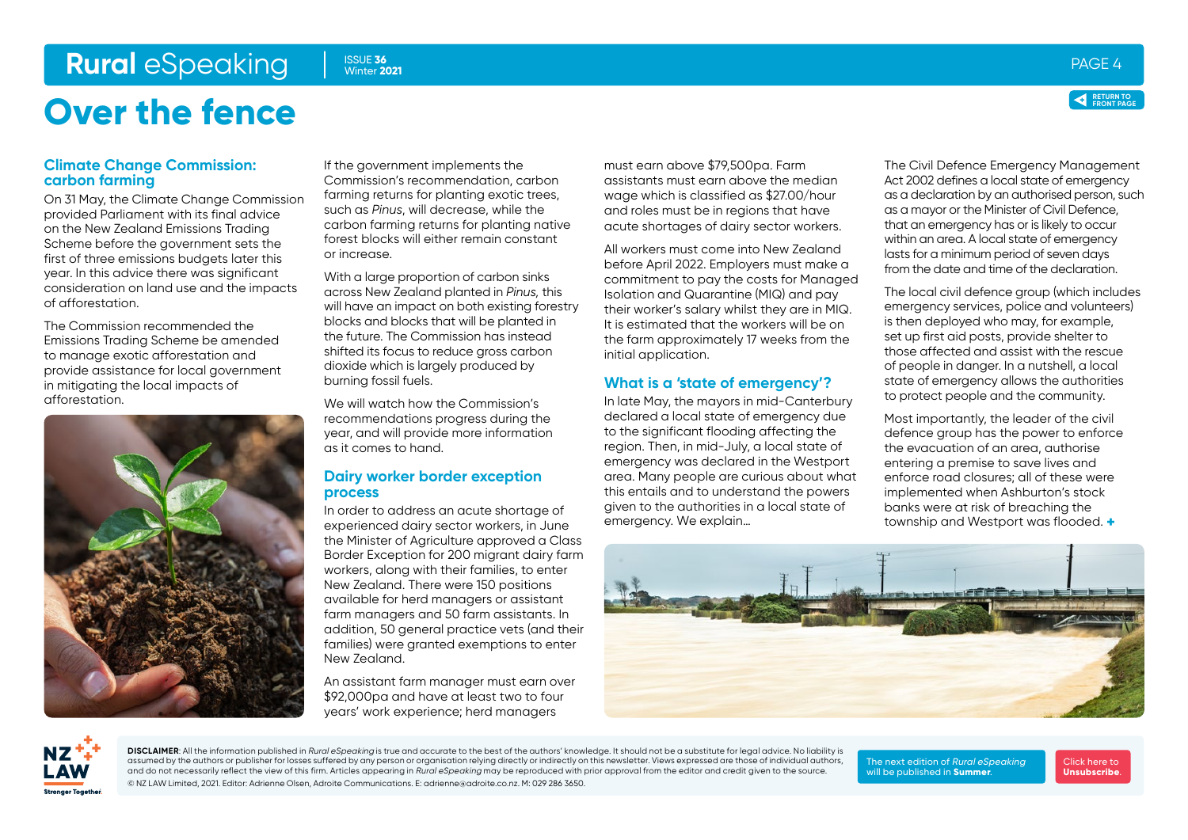# Over the fence

## Climate Change Commission: carbon farming

On 31 May, the Climate Change Commission provided Parliament with its final advice on the New Zealand Emissions Trading Scheme before the government sets the first of three emissions budgets later this year. In this advice there was significant consideration on land use and the impacts of afforestation.

The Commission recommended the Emissions Trading Scheme be amended to manage exotic afforestation and provide assistance for local government in mitigating the local impacts of afforestation.

If the government implements the Commission's recommendation, carbon farming returns for planting exotic trees, such as *Pinus*, will decrease, while the carbon farming returns for planting native forest blocks will either remain constant or increase.

With a large proportion of carbon sinks across New Zealand planted in *Pinus,* this will have an impact on both existing forestry blocks and blocks that will be planted in the future. The Commission has instead shifted its focus to reduce gross carbon dioxide which is largely produced by burning fossil fuels.

We will watch how the Commission's recommendations progress during the year, and will provide more information as it comes to hand.

## Dairy worker border exception process

In order to address an acute shortage of experienced dairy sector workers, in June the Minister of Agriculture approved a Class Border Exception for 200 migrant dairy farm workers, along with their families, to enter New Zealand. There were 150 positions available for herd managers or assistant farm managers and 50 farm assistants. In addition, 50 general practice vets (and their families) were granted exemptions to enter New Zealand.

An assistant farm manager must earn over $92,000pa and have at least two to four years' work experience; herd managers must earn above $79,500pa. Farm assistants must earn above the median wage which is classified as $27.00/hour and roles must be in regions that have acute shortages of dairy sector workers.

All workers must come into New Zealand before April 2022. Employers must make a commitment to pay the costs for Managed Isolation and Quarantine (MIQ) and pay their worker's salary whilst they are in MIQ. It is estimated that the workers will be on the farm approximately 17 weeks from the initial application.

## What is a 'state of emergency'?

In late May, the mayors in mid-Canterbury declared a local state of emergency due to the significant flooding affecting the region. Then, in mid-July, a local state of emergency was declared in the Westport area. Many people are curious about what this entails and to understand the powers given to the authorities in a local state of emergency. We explain…

The Civil Defence Emergency Management Act 2002 defines a local state of emergency as a declaration by an authorised person, such as a mayor or the Minister of Civil Defence, that an emergency has or is likely to occur within an area. A local state of emergency lasts for a minimum period of seven days from the date and time of the declaration.

The local civil defence group (which includes emergency services, police and volunteers) is then deployed who may, for example, set up first aid posts, provide shelter to those affected and assist with the rescue of people in danger. In a nutshell, a local state of emergency allows the authorities to protect people and the community.

Most importantly, the leader of the civil defence group has the power to enforce the evacuation of an area, authorise entering a premise to save lives and enforce road closures; all of these were implemented when Ashburton's stock banks were at risk of breaching the township and Westport was flooded. +

**DISCLAIMER**: All the information published in *Rural eSpeaking* is true and accurate to the best of the authors' knowledge. It should not be a substitute for legal advice. No liability is assumed by the authors or publisher for losses suffered by any person or organisation relying directly or indirectly on this newsletter. Views expressed are those of individual authors, and do not necessarily reflect the view of this firm. Articles appearing in *Rural eSpeaking* may be reproduced with prior approval from the editor and credit given to the source.
© NZ LAW Limited, 2021. Editor: Adrienne Olsen, Adroite Communications. E: adrienne@adroite.co.nz. M: 029 286 3650.

The next edition of *Rural eSpeaking* will be published in **Summer**.

Click here to **Unsubscribe**.